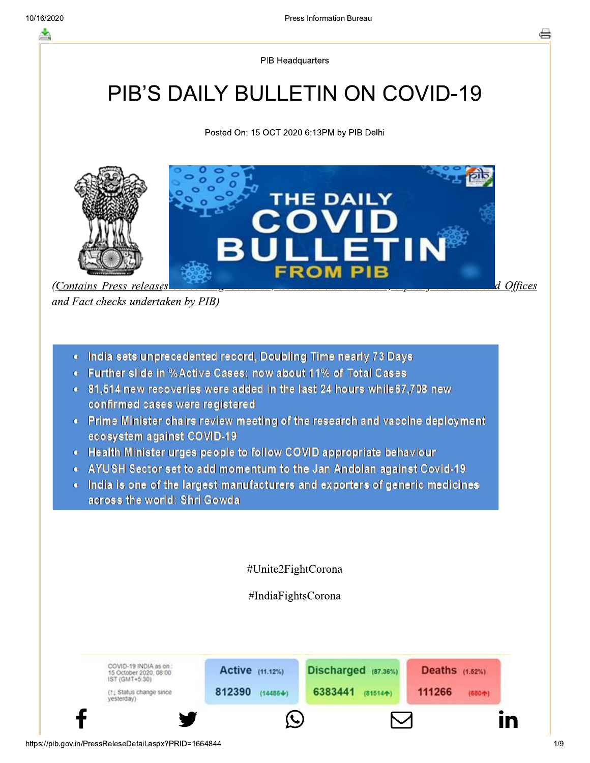PIB Headquarters

# PIB'S DAILY BULLETIN ON COVID-19

Posted On: 15 OCT 2020 6:13PM by PIB Delhi

*(Contains Press releases concerning Covid-19, issued in last 24 hours, inputs from PIB Field Offices and Fact checks undertaken by PIB)*

- India sets unprecedented record, Doubling Time nearly 73 Days
- Further slide in %Active Cases; now about 11% of Total Cases
- 81,514 new recoveries were added in the last 24 hours while67,708 new confirmed cases were registered
- Prime Minister chairs review meeting of the research and vaccine deployment ecosystem against COVID-19
- Health Minister urges people to follow COVID appropriate behaviour
- AYUSH Sector set to add momentum to the Jan Andolan against Covid-19
- India is one of the largest manufacturers and exporters of generic medicines across the world: Shri Gowda

#Unite2FightCorona

#IndiaFightsCorona

| COVID-19 INDIA as on : 15 October 2020, 08:00 IST (GMT+5:30) (↑↓ Status change since yesterday) | Active (11.12%) | Discharged (87.36%) | Deaths (1.52%) |
|---|---|---|---|
| | 812390 (14486↓) | 6383441 (81514↑) | 111266 (680↑) |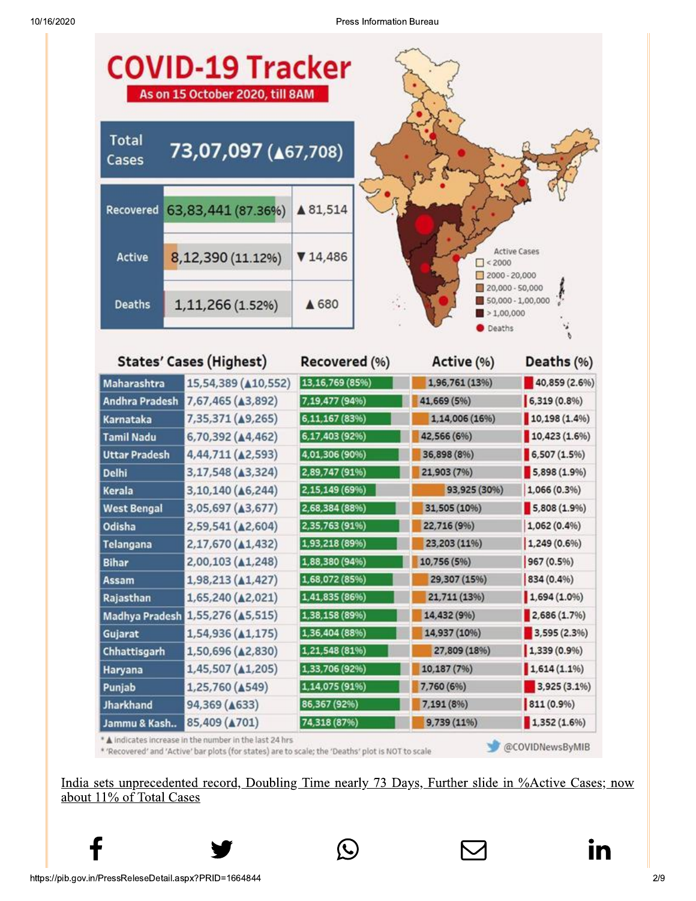# COVID-19 Tracker

**As on 15 October 2020, till 8AM**

| Total Cases | 73,07,097 (▲67,708) | |
|---|---|---|
| Recovered | 63,83,441 (87.36%) | ▲81,514 |
| Active | 8,12,390 (11.12%) | ▼14,486 |
| Deaths | 1,11,266 (1.52%) | ▲680 |

Active Cases
- < 2000
- 2000 - 20,000
- 20,000 - 50,000
- 50,000 - 1,00,000
- > 1,00,000
- Deaths

| States' Cases (Highest) | | Recovered (%) | Active (%) | Deaths (%) |
|---|---|---|---|---|
| Maharashtra | 15,54,389 (▲10,552) | 13,16,769 (85%) | 1,96,761 (13%) | 40,859 (2.6%) |
| Andhra Pradesh | 7,67,465 (▲3,892) | 7,19,477 (94%) | 41,669 (5%) | 6,319 (0.8%) |
| Karnataka | 7,35,371 (▲9,265) | 6,11,167 (83%) | 1,14,006 (16%) | 10,198 (1.4%) |
| Tamil Nadu | 6,70,392 (▲4,462) | 6,17,403 (92%) | 42,566 (6%) | 10,423 (1.6%) |
| Uttar Pradesh | 4,44,711 (▲2,593) | 4,01,306 (90%) | 36,898 (8%) | 6,507 (1.5%) |
| Delhi | 3,17,548 (▲3,324) | 2,89,747 (91%) | 21,903 (7%) | 5,898 (1.9%) |
| Kerala | 3,10,140 (▲6,244) | 2,15,149 (69%) | 93,925 (30%) | 1,066 (0.3%) |
| West Bengal | 3,05,697 (▲3,677) | 2,68,384 (88%) | 31,505 (10%) | 5,808 (1.9%) |
| Odisha | 2,59,541 (▲2,604) | 2,35,763 (91%) | 22,716 (9%) | 1,062 (0.4%) |
| Telangana | 2,17,670 (▲1,432) | 1,93,218 (89%) | 23,203 (11%) | 1,249 (0.6%) |
| Bihar | 2,00,103 (▲1,248) | 1,88,380 (94%) | 10,756 (5%) | 967 (0.5%) |
| Assam | 1,98,213 (▲1,427) | 1,68,072 (85%) | 29,307 (15%) | 834 (0.4%) |
| Rajasthan | 1,65,240 (▲2,021) | 1,41,835 (86%) | 21,711 (13%) | 1,694 (1.0%) |
| Madhya Pradesh | 1,55,276 (▲5,515) | 1,38,158 (89%) | 14,432 (9%) | 2,686 (1.7%) |
| Gujarat | 1,54,936 (▲1,175) | 1,36,404 (88%) | 14,937 (10%) | 3,595 (2.3%) |
| Chhattisgarh | 1,50,696 (▲2,830) | 1,21,548 (81%) | 27,809 (18%) | 1,339 (0.9%) |
| Haryana | 1,45,507 (▲1,205) | 1,33,706 (92%) | 10,187 (7%) | 1,614 (1.1%) |
| Punjab | 1,25,760 (▲549) | 1,14,075 (91%) | 7,760 (6%) | 3,925 (3.1%) |
| Jharkhand | 94,369 (▲633) | 86,367 (92%) | 7,191 (8%) | 811 (0.9%) |
| Jammu & Kash.. | 85,409 (▲701) | 74,318 (87%) | 9,739 (11%) | 1,352 (1.6%) |

* ▲ indicates increase in the number in the last 24 hrs
* 'Recovered' and 'Active' bar plots (for states) are to scale; the 'Deaths' plot is NOT to scale

@COVIDNewsByMIB

India sets unprecedented record, Doubling Time nearly 73 Days, Further slide in %Active Cases; now about 11% of Total Cases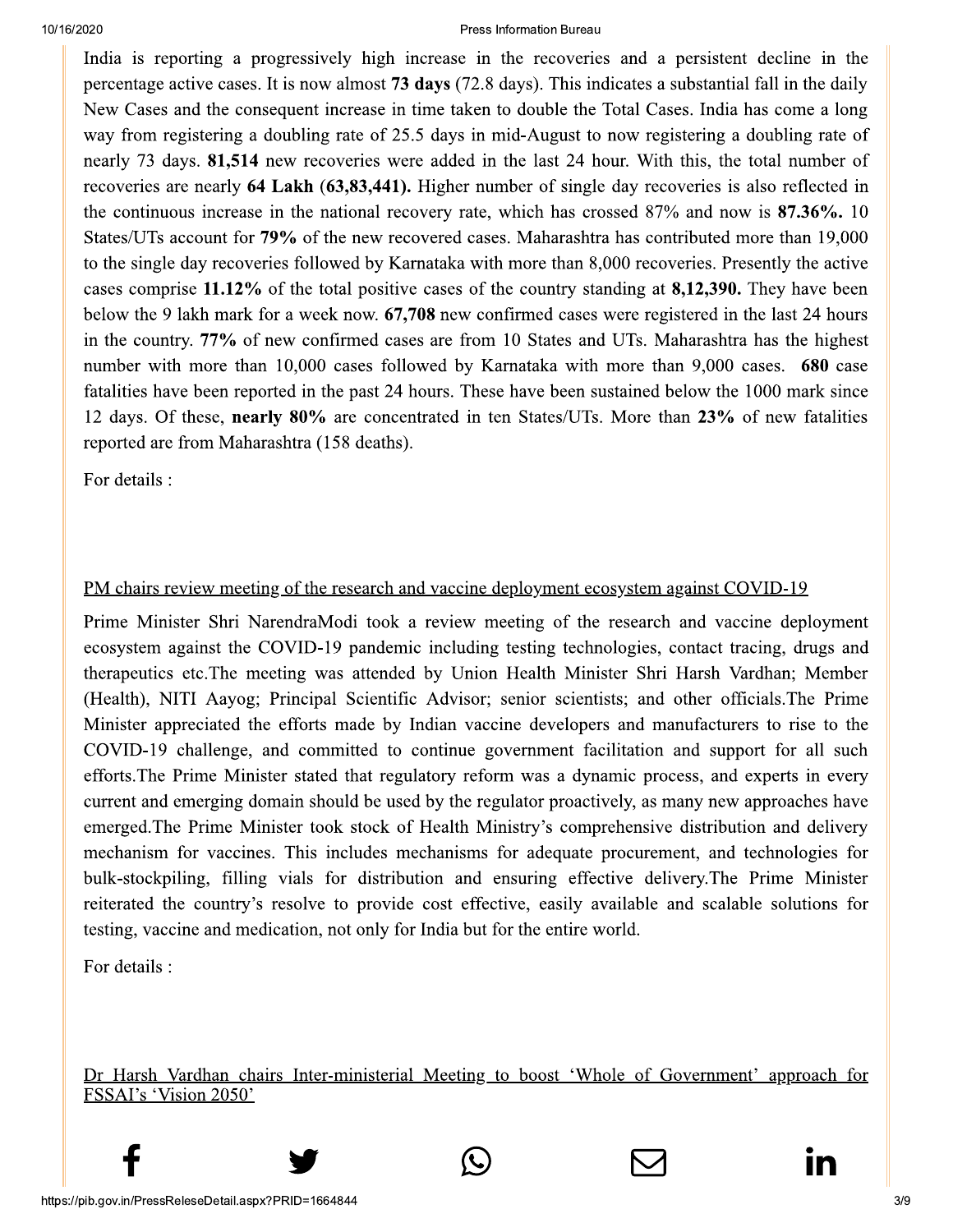India is reporting a progressively high increase in the recoveries and a persistent decline in the percentage active cases. It is now almost **73 days** (72.8 days). This indicates a substantial fall in the daily New Cases and the consequent increase in time taken to double the Total Cases. India has come a long way from registering a doubling rate of 25.5 days in mid-August to now registering a doubling rate of nearly 73 days. **81,514** new recoveries were added in the last 24 hour. With this, the total number of recoveries are nearly **64 Lakh (63,83,441).** Higher number of single day recoveries is also reflected in the continuous increase in the national recovery rate, which has crossed 87% and now is **87.36%.** 10 States/UTs account for **79%** of the new recovered cases. Maharashtra has contributed more than 19,000 to the single day recoveries followed by Karnataka with more than 8,000 recoveries. Presently the active cases comprise **11.12%** of the total positive cases of the country standing at **8,12,390.** They have been below the 9 lakh mark for a week now. **67,708** new confirmed cases were registered in the last 24 hours in the country. **77%** of new confirmed cases are from 10 States and UTs. Maharashtra has the highest number with more than 10,000 cases followed by Karnataka with more than 9,000 cases. **680** case fatalities have been reported in the past 24 hours. These have been sustained below the 1000 mark since 12 days. Of these, **nearly 80%** are concentrated in ten States/UTs. More than **23%** of new fatalities reported are from Maharashtra (158 deaths).

For details :

PM chairs review meeting of the research and vaccine deployment ecosystem against COVID-19

Prime Minister Shri NarendraModi took a review meeting of the research and vaccine deployment ecosystem against the COVID-19 pandemic including testing technologies, contact tracing, drugs and therapeutics etc.The meeting was attended by Union Health Minister Shri Harsh Vardhan; Member (Health), NITI Aayog; Principal Scientific Advisor; senior scientists; and other officials.The Prime Minister appreciated the efforts made by Indian vaccine developers and manufacturers to rise to the COVID-19 challenge, and committed to continue government facilitation and support for all such efforts.The Prime Minister stated that regulatory reform was a dynamic process, and experts in every current and emerging domain should be used by the regulator proactively, as many new approaches have emerged.The Prime Minister took stock of Health Ministry's comprehensive distribution and delivery mechanism for vaccines. This includes mechanisms for adequate procurement, and technologies for bulk-stockpiling, filling vials for distribution and ensuring effective delivery.The Prime Minister reiterated the country's resolve to provide cost effective, easily available and scalable solutions for testing, vaccine and medication, not only for India but for the entire world.

For details :

Dr Harsh Vardhan chairs Inter-ministerial Meeting to boost 'Whole of Government' approach for FSSAI's 'Vision 2050'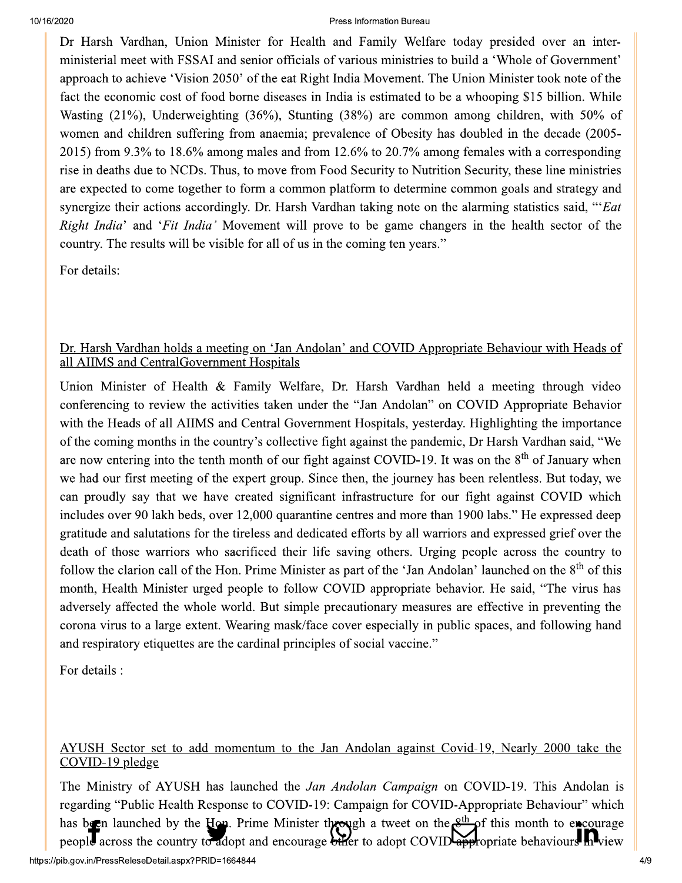Dr Harsh Vardhan, Union Minister for Health and Family Welfare today presided over an inter-ministerial meet with FSSAI and senior officials of various ministries to build a 'Whole of Government' approach to achieve 'Vision 2050' of the eat Right India Movement. The Union Minister took note of the fact the economic cost of food borne diseases in India is estimated to be a whooping $15 billion. While Wasting (21%), Underweighting (36%), Stunting (38%) are common among children, with 50% of women and children suffering from anaemia; prevalence of Obesity has doubled in the decade (2005-2015) from 9.3% to 18.6% among males and from 12.6% to 20.7% among females with a corresponding rise in deaths due to NCDs. Thus, to move from Food Security to Nutrition Security, these line ministries are expected to come together to form a common platform to determine common goals and strategy and synergize their actions accordingly. Dr. Harsh Vardhan taking note on the alarming statistics said, "'*Eat Right India*' and '*Fit India'* Movement will prove to be game changers in the health sector of the country. The results will be visible for all of us in the coming ten years."

For details:

Dr. Harsh Vardhan holds a meeting on 'Jan Andolan' and COVID Appropriate Behaviour with Heads of all AIIMS and CentralGovernment Hospitals

Union Minister of Health & Family Welfare, Dr. Harsh Vardhan held a meeting through video conferencing to review the activities taken under the "Jan Andolan" on COVID Appropriate Behavior with the Heads of all AIIMS and Central Government Hospitals, yesterday. Highlighting the importance of the coming months in the country's collective fight against the pandemic, Dr Harsh Vardhan said, "We are now entering into the tenth month of our fight against COVID-19. It was on the 8th of January when we had our first meeting of the expert group. Since then, the journey has been relentless. But today, we can proudly say that we have created significant infrastructure for our fight against COVID which includes over 90 lakh beds, over 12,000 quarantine centres and more than 1900 labs." He expressed deep gratitude and salutations for the tireless and dedicated efforts by all warriors and expressed grief over the death of those warriors who sacrificed their life saving others. Urging people across the country to follow the clarion call of the Hon. Prime Minister as part of the 'Jan Andolan' launched on the 8th of this month, Health Minister urged people to follow COVID appropriate behavior. He said, "The virus has adversely affected the whole world. But simple precautionary measures are effective in preventing the corona virus to a large extent. Wearing mask/face cover especially in public spaces, and following hand and respiratory etiquettes are the cardinal principles of social vaccine."

For details :

AYUSH Sector set to add momentum to the Jan Andolan against Covid-19, Nearly 2000 take the COVID-19 pledge

The Ministry of AYUSH has launched the *Jan Andolan Campaign* on COVID-19. This Andolan is regarding "Public Health Response to COVID-19: Campaign for COVID-Appropriate Behaviour" which has been launched by the Hon. Prime Minister through a tweet on the 8th of this month to encourage people across the country to adopt and encourage other to adopt COVID appropriate behaviours in view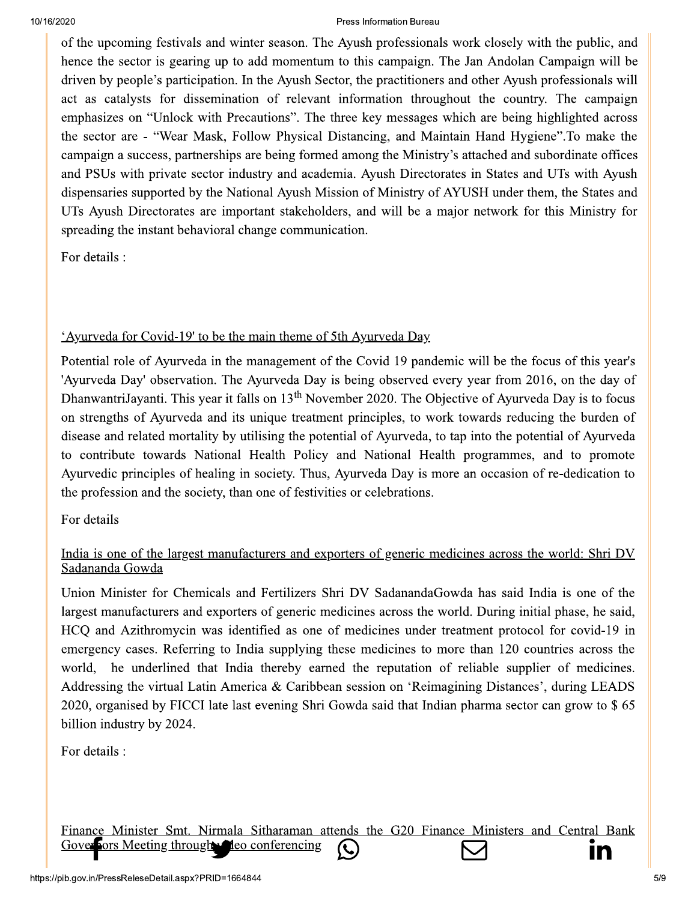of the upcoming festivals and winter season. The Ayush professionals work closely with the public, and hence the sector is gearing up to add momentum to this campaign. The Jan Andolan Campaign will be driven by people's participation. In the Ayush Sector, the practitioners and other Ayush professionals will act as catalysts for dissemination of relevant information throughout the country. The campaign emphasizes on "Unlock with Precautions". The three key messages which are being highlighted across the sector are - "Wear Mask, Follow Physical Distancing, and Maintain Hand Hygiene".To make the campaign a success, partnerships are being formed among the Ministry's attached and subordinate offices and PSUs with private sector industry and academia. Ayush Directorates in States and UTs with Ayush dispensaries supported by the National Ayush Mission of Ministry of AYUSH under them, the States and UTs Ayush Directorates are important stakeholders, and will be a major network for this Ministry for spreading the instant behavioral change communication.

For details :

'Ayurveda for Covid-19' to be the main theme of 5th Ayurveda Day

Potential role of Ayurveda in the management of the Covid 19 pandemic will be the focus of this year's 'Ayurveda Day' observation. The Ayurveda Day is being observed every year from 2016, on the day of DhanwantriJayanti. This year it falls on 13th November 2020. The Objective of Ayurveda Day is to focus on strengths of Ayurveda and its unique treatment principles, to work towards reducing the burden of disease and related mortality by utilising the potential of Ayurveda, to tap into the potential of Ayurveda to contribute towards National Health Policy and National Health programmes, and to promote Ayurvedic principles of healing in society. Thus, Ayurveda Day is more an occasion of re-dedication to the profession and the society, than one of festivities or celebrations.

For details

India is one of the largest manufacturers and exporters of generic medicines across the world: Shri DV Sadananda Gowda

Union Minister for Chemicals and Fertilizers Shri DV SadanandaGowda has said India is one of the largest manufacturers and exporters of generic medicines across the world. During initial phase, he said, HCQ and Azithromycin was identified as one of medicines under treatment protocol for covid-19 in emergency cases. Referring to India supplying these medicines to more than 120 countries across the world, he underlined that India thereby earned the reputation of reliable supplier of medicines. Addressing the virtual Latin America & Caribbean session on 'Reimagining Distances', during LEADS 2020, organised by FICCI late last evening Shri Gowda said that Indian pharma sector can grow to $ 65 billion industry by 2024.

For details :

Finance Minister Smt. Nirmala Sitharaman attends the G20 Finance Ministers and Central Bank Governors Meeting through video conferencing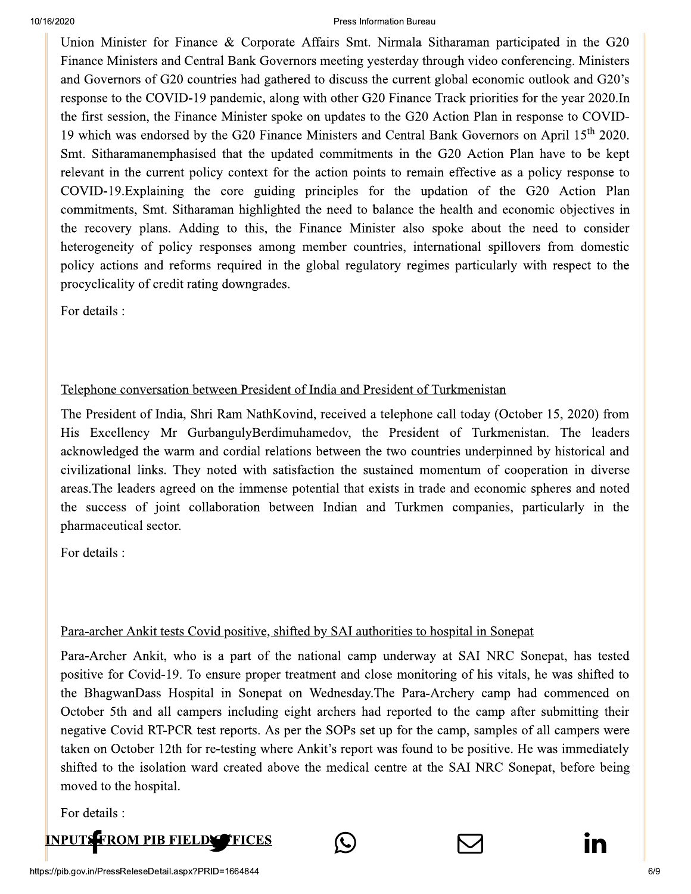Union Minister for Finance & Corporate Affairs Smt. Nirmala Sitharaman participated in the G20 Finance Ministers and Central Bank Governors meeting yesterday through video conferencing. Ministers and Governors of G20 countries had gathered to discuss the current global economic outlook and G20's response to the COVID-19 pandemic, along with other G20 Finance Track priorities for the year 2020.In the first session, the Finance Minister spoke on updates to the G20 Action Plan in response to COVID-19 which was endorsed by the G20 Finance Ministers and Central Bank Governors on April 15th 2020. Smt. Sitharamanemphasised that the updated commitments in the G20 Action Plan have to be kept relevant in the current policy context for the action points to remain effective as a policy response to COVID-19.Explaining the core guiding principles for the updation of the G20 Action Plan commitments, Smt. Sitharaman highlighted the need to balance the health and economic objectives in the recovery plans. Adding to this, the Finance Minister also spoke about the need to consider heterogeneity of policy responses among member countries, international spillovers from domestic policy actions and reforms required in the global regulatory regimes particularly with respect to the procyclicality of credit rating downgrades.

For details :

Telephone conversation between President of India and President of Turkmenistan

The President of India, Shri Ram NathKovind, received a telephone call today (October 15, 2020) from His Excellency Mr GurbangulyBerdimuhamedov, the President of Turkmenistan. The leaders acknowledged the warm and cordial relations between the two countries underpinned by historical and civilizational links. They noted with satisfaction the sustained momentum of cooperation in diverse areas.The leaders agreed on the immense potential that exists in trade and economic spheres and noted the success of joint collaboration between Indian and Turkmen companies, particularly in the pharmaceutical sector.

For details :

Para-archer Ankit tests Covid positive, shifted by SAI authorities to hospital in Sonepat

Para-Archer Ankit, who is a part of the national camp underway at SAI NRC Sonepat, has tested positive for Covid-19. To ensure proper treatment and close monitoring of his vitals, he was shifted to the BhagwanDass Hospital in Sonepat on Wednesday.The Para-Archery camp had commenced on October 5th and all campers including eight archers had reported to the camp after submitting their negative Covid RT-PCR test reports. As per the SOPs set up for the camp, samples of all campers were taken on October 12th for re-testing where Ankit's report was found to be positive. He was immediately shifted to the isolation ward created above the medical centre at the SAI NRC Sonepat, before being moved to the hospital.

For details :

**INPUTS FROM PIB FIELD OFFICES**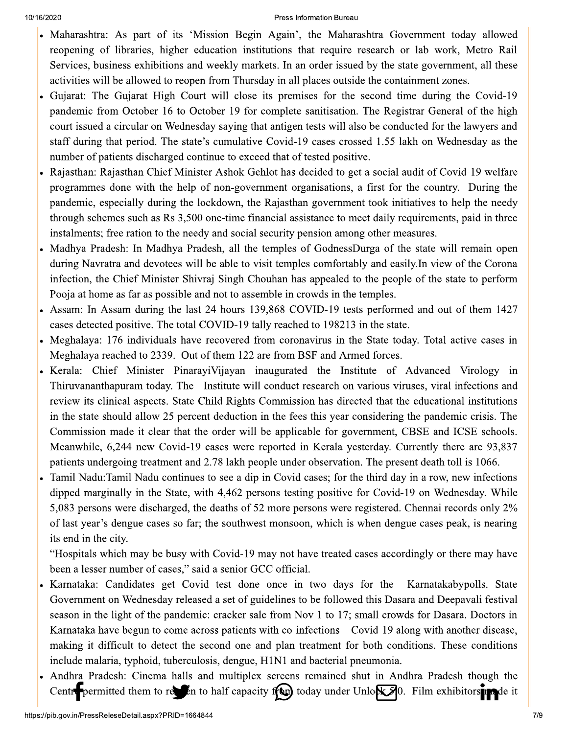- Maharashtra: As part of its 'Mission Begin Again', the Maharashtra Government today allowed reopening of libraries, higher education institutions that require research or lab work, Metro Rail Services, business exhibitions and weekly markets. In an order issued by the state government, all these activities will be allowed to reopen from Thursday in all places outside the containment zones.
- Gujarat: The Gujarat High Court will close its premises for the second time during the Covid-19 pandemic from October 16 to October 19 for complete sanitisation. The Registrar General of the high court issued a circular on Wednesday saying that antigen tests will also be conducted for the lawyers and staff during that period. The state's cumulative Covid-19 cases crossed 1.55 lakh on Wednesday as the number of patients discharged continue to exceed that of tested positive.
- Rajasthan: Rajasthan Chief Minister Ashok Gehlot has decided to get a social audit of Covid-19 welfare programmes done with the help of non-government organisations, a first for the country. During the pandemic, especially during the lockdown, the Rajasthan government took initiatives to help the needy through schemes such as Rs 3,500 one-time financial assistance to meet daily requirements, paid in three instalments; free ration to the needy and social security pension among other measures.
- Madhya Pradesh: In Madhya Pradesh, all the temples of GodnessDurga of the state will remain open during Navratra and devotees will be able to visit temples comfortably and easily.In view of the Corona infection, the Chief Minister Shivraj Singh Chouhan has appealed to the people of the state to perform Pooja at home as far as possible and not to assemble in crowds in the temples.
- Assam: In Assam during the last 24 hours 139,868 COVID-19 tests performed and out of them 1427 cases detected positive. The total COVID-19 tally reached to 198213 in the state.
- Meghalaya: 176 individuals have recovered from coronavirus in the State today. Total active cases in Meghalaya reached to 2339. Out of them 122 are from BSF and Armed forces.
- Kerala: Chief Minister PinarayiVijayan inaugurated the Institute of Advanced Virology in Thiruvananthapuram today. The Institute will conduct research on various viruses, viral infections and review its clinical aspects. State Child Rights Commission has directed that the educational institutions in the state should allow 25 percent deduction in the fees this year considering the pandemic crisis. The Commission made it clear that the order will be applicable for government, CBSE and ICSE schools. Meanwhile, 6,244 new Covid-19 cases were reported in Kerala yesterday. Currently there are 93,837 patients undergoing treatment and 2.78 lakh people under observation. The present death toll is 1066.
- Tamil Nadu:Tamil Nadu continues to see a dip in Covid cases; for the third day in a row, new infections dipped marginally in the State, with 4,462 persons testing positive for Covid-19 on Wednesday. While 5,083 persons were discharged, the deaths of 52 more persons were registered. Chennai records only 2% of last year's dengue cases so far; the southwest monsoon, which is when dengue cases peak, is nearing its end in the city.

  "Hospitals which may be busy with Covid-19 may not have treated cases accordingly or there may have been a lesser number of cases," said a senior GCC official.
- Karnataka: Candidates get Covid test done once in two days for the Karnatakabypolls. State Government on Wednesday released a set of guidelines to be followed this Dasara and Deepavali festival season in the light of the pandemic: cracker sale from Nov 1 to 17; small crowds for Dasara. Doctors in Karnataka have begun to come across patients with co-infections – Covid-19 along with another disease, making it difficult to detect the second one and plan treatment for both conditions. These conditions include malaria, typhoid, tuberculosis, dengue, H1N1 and bacterial pneumonia.
- Andhra Pradesh: Cinema halls and multiplex screens remained shut in Andhra Pradesh though the Centre permitted them to reopen to half capacity from today under Unlock 5.0. Film exhibitors made it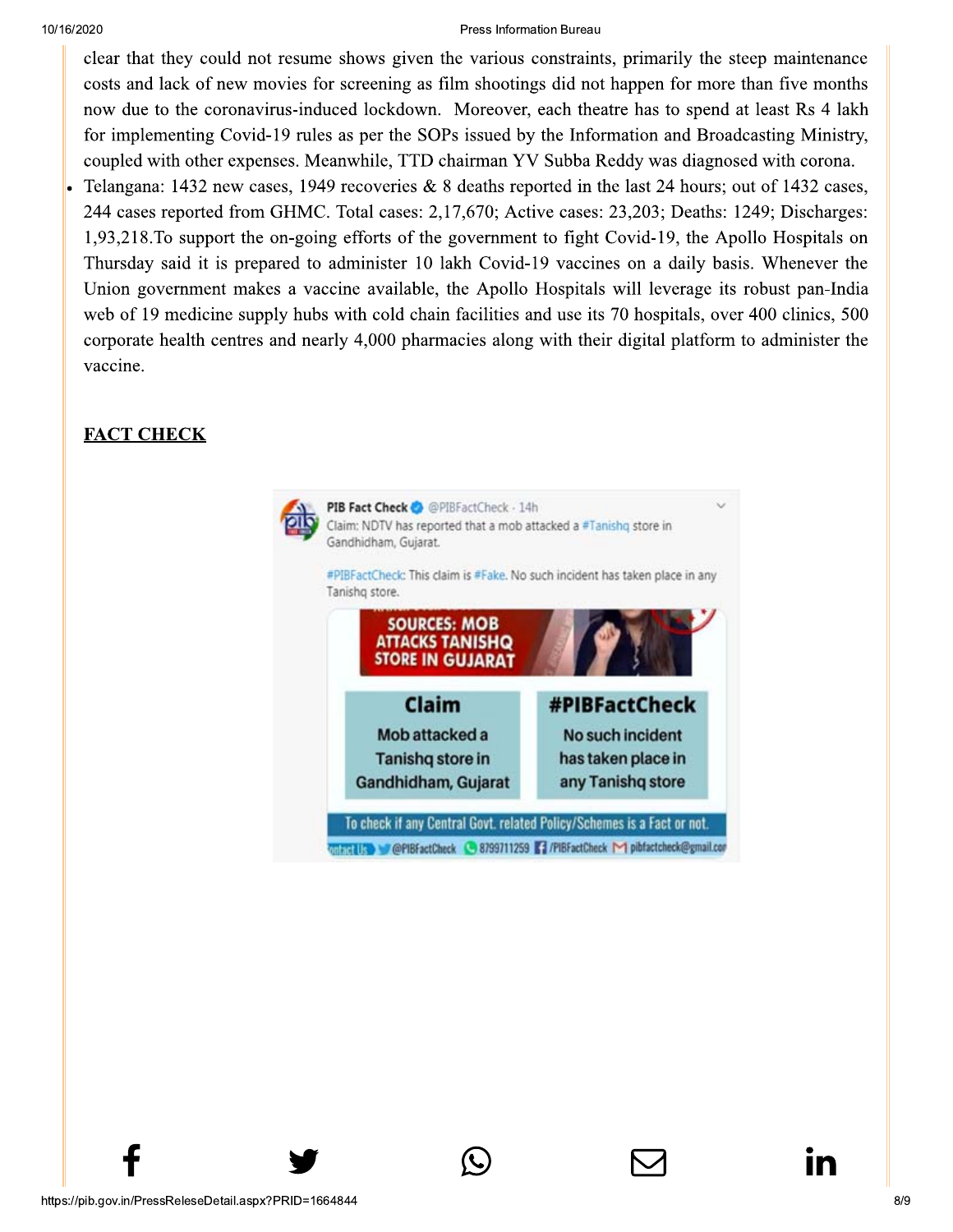clear that they could not resume shows given the various constraints, primarily the steep maintenance costs and lack of new movies for screening as film shootings did not happen for more than five months now due to the coronavirus-induced lockdown. Moreover, each theatre has to spend at least Rs 4 lakh for implementing Covid-19 rules as per the SOPs issued by the Information and Broadcasting Ministry, coupled with other expenses. Meanwhile, TTD chairman YV Subba Reddy was diagnosed with corona.

- Telangana: 1432 new cases, 1949 recoveries & 8 deaths reported in the last 24 hours; out of 1432 cases, 244 cases reported from GHMC. Total cases: 2,17,670; Active cases: 23,203; Deaths: 1249; Discharges: 1,93,218.To support the on-going efforts of the government to fight Covid-19, the Apollo Hospitals on Thursday said it is prepared to administer 10 lakh Covid-19 vaccines on a daily basis. Whenever the Union government makes a vaccine available, the Apollo Hospitals will leverage its robust pan-India web of 19 medicine supply hubs with cold chain facilities and use its 70 hospitals, over 400 clinics, 500 corporate health centres and nearly 4,000 pharmacies along with their digital platform to administer the vaccine.

## FACT CHECK

PIB Fact Check @PIBFactCheck · 14h

Claim: NDTV has reported that a mob attacked a #Tanishq store in Gandhidham, Gujarat.

#PIBFactCheck: This claim is #Fake. No such incident has taken place in any Tanishq store.

SOURCES: MOB ATTACKS TANISHQ STORE IN GUJARAT

| Claim | #PIBFactCheck |
| --- | --- |
| Mob attacked a Tanishq store in Gandhidham, Gujarat | No such incident has taken place in any Tanishq store |

To check if any Central Govt. related Policy/Schemes is a Fact or not.

Contact Us: @PIBFactCheck 8799711259 /PIBFactCheck pibfactcheck@gmail.com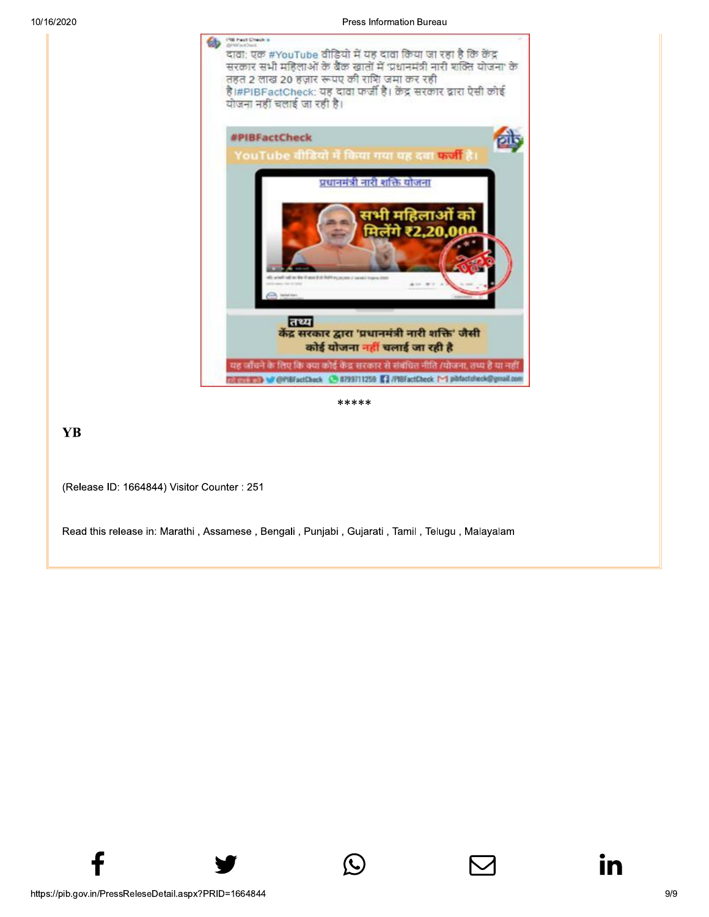दावा: एक #YouTube वीडियो में यह दावा किया जा रहा है कि केंद्र सरकार सभी महिलाओं के बैंक खातों में 'प्रधानमंत्री नारी शक्ति योजना' के तहत 2 लाख 20 हज़ार रूपए की राशि जमा कर रही है।#PIBFactCheck: यह दावा फर्जी है। केंद्र सरकार द्वारा ऐसी कोई योजना नहीं चलाई जा रही है।

#PIBFactCheck

YouTube वीडियो में किया गया यह दवा फर्जी है।

प्रधानमंत्री नारी शक्ति योजना

सभी महिलाओं को मिलेंगे ₹2,20,000

तथ्य

केंद्र सरकार द्वारा 'प्रधानमंत्री नारी शक्ति' जैसी कोई योजना नहीं चलाई जा रही है

यह जाँचने के लिए कि क्या कोई केंद्र सरकार से संबंधित नीति /योजना, तथ्य है या नहीं

@PIBFactCheck 8799711259 /PIBFactCheck pibfactcheck@gmail.com

*****

**YB**

(Release ID: 1664844) Visitor Counter : 251

Read this release in: Marathi , Assamese , Bengali , Punjabi , Gujarati , Tamil , Telugu , Malayalam